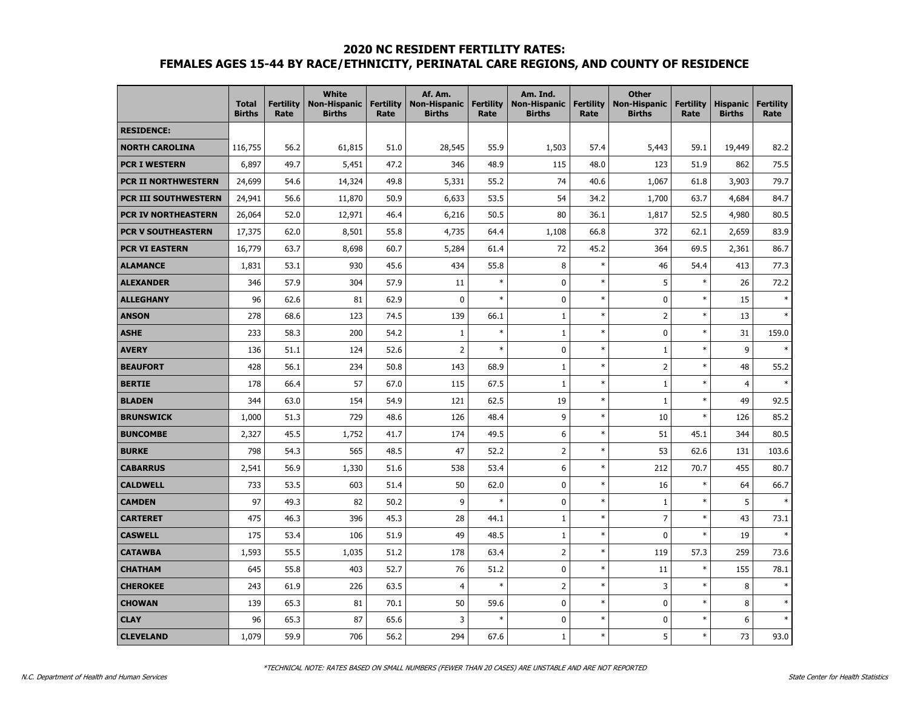# 2020 NC RESIDENT FERTILITY RATES:
## FEMALES AGES 15-44 BY RACE/ETHNICITY, PERINATAL CARE REGIONS, AND COUNTY OF RESIDENCE

| | Total Births | Fertility Rate | White Non-Hispanic Births | Fertility Rate | Af. Am. Non-Hispanic Births | Fertility Rate | Am. Ind. Non-Hispanic Births | Fertility Rate | Other Non-Hispanic Births | Fertility Rate | Hispanic Births | Fertility Rate |
|---|---|---|---|---|---|---|---|---|---|---|---|---|
| **RESIDENCE:** | | | | | | | | | | | | |
| **NORTH CAROLINA** | 116,755 | 56.2 | 61,815 | 51.0 | 28,545 | 55.9 | 1,503 | 57.4 | 5,443 | 59.1 | 19,449 | 82.2 |
| **PCR I WESTERN** | 6,897 | 49.7 | 5,451 | 47.2 | 346 | 48.9 | 115 | 48.0 | 123 | 51.9 | 862 | 75.5 |
| **PCR II NORTHWESTERN** | 24,699 | 54.6 | 14,324 | 49.8 | 5,331 | 55.2 | 74 | 40.6 | 1,067 | 61.8 | 3,903 | 79.7 |
| **PCR III SOUTHWESTERN** | 24,941 | 56.6 | 11,870 | 50.9 | 6,633 | 53.5 | 54 | 34.2 | 1,700 | 63.7 | 4,684 | 84.7 |
| **PCR IV NORTHEASTERN** | 26,064 | 52.0 | 12,971 | 46.4 | 6,216 | 50.5 | 80 | 36.1 | 1,817 | 52.5 | 4,980 | 80.5 |
| **PCR V SOUTHEASTERN** | 17,375 | 62.0 | 8,501 | 55.8 | 4,735 | 64.4 | 1,108 | 66.8 | 372 | 62.1 | 2,659 | 83.9 |
| **PCR VI EASTERN** | 16,779 | 63.7 | 8,698 | 60.7 | 5,284 | 61.4 | 72 | 45.2 | 364 | 69.5 | 2,361 | 86.7 |
| **ALAMANCE** | 1,831 | 53.1 | 930 | 45.6 | 434 | 55.8 | 8 | * | 46 | 54.4 | 413 | 77.3 |
| **ALEXANDER** | 346 | 57.9 | 304 | 57.9 | 11 | * | 0 | * | 5 | * | 26 | 72.2 |
| **ALLEGHANY** | 96 | 62.6 | 81 | 62.9 | 0 | * | 0 | * | 0 | * | 15 | * |
| **ANSON** | 278 | 68.6 | 123 | 74.5 | 139 | 66.1 | 1 | * | 2 | * | 13 | * |
| **ASHE** | 233 | 58.3 | 200 | 54.2 | 1 | * | 1 | * | 0 | * | 31 | 159.0 |
| **AVERY** | 136 | 51.1 | 124 | 52.6 | 2 | * | 0 | * | 1 | * | 9 | * |
| **BEAUFORT** | 428 | 56.1 | 234 | 50.8 | 143 | 68.9 | 1 | * | 2 | * | 48 | 55.2 |
| **BERTIE** | 178 | 66.4 | 57 | 67.0 | 115 | 67.5 | 1 | * | 1 | * | 4 | * |
| **BLADEN** | 344 | 63.0 | 154 | 54.9 | 121 | 62.5 | 19 | * | 1 | * | 49 | 92.5 |
| **BRUNSWICK** | 1,000 | 51.3 | 729 | 48.6 | 126 | 48.4 | 9 | * | 10 | * | 126 | 85.2 |
| **BUNCOMBE** | 2,327 | 45.5 | 1,752 | 41.7 | 174 | 49.5 | 6 | * | 51 | 45.1 | 344 | 80.5 |
| **BURKE** | 798 | 54.3 | 565 | 48.5 | 47 | 52.2 | 2 | * | 53 | 62.6 | 131 | 103.6 |
| **CABARRUS** | 2,541 | 56.9 | 1,330 | 51.6 | 538 | 53.4 | 6 | * | 212 | 70.7 | 455 | 80.7 |
| **CALDWELL** | 733 | 53.5 | 603 | 51.4 | 50 | 62.0 | 0 | * | 16 | * | 64 | 66.7 |
| **CAMDEN** | 97 | 49.3 | 82 | 50.2 | 9 | * | 0 | * | 1 | * | 5 | * |
| **CARTERET** | 475 | 46.3 | 396 | 45.3 | 28 | 44.1 | 1 | * | 7 | * | 43 | 73.1 |
| **CASWELL** | 175 | 53.4 | 106 | 51.9 | 49 | 48.5 | 1 | * | 0 | * | 19 | * |
| **CATAWBA** | 1,593 | 55.5 | 1,035 | 51.2 | 178 | 63.4 | 2 | * | 119 | 57.3 | 259 | 73.6 |
| **CHATHAM** | 645 | 55.8 | 403 | 52.7 | 76 | 51.2 | 0 | * | 11 | * | 155 | 78.1 |
| **CHEROKEE** | 243 | 61.9 | 226 | 63.5 | 4 | * | 2 | * | 3 | * | 8 | * |
| **CHOWAN** | 139 | 65.3 | 81 | 70.1 | 50 | 59.6 | 0 | * | 0 | * | 8 | * |
| **CLAY** | 96 | 65.3 | 87 | 65.6 | 3 | * | 0 | * | 0 | * | 6 | * |
| **CLEVELAND** | 1,079 | 59.9 | 706 | 56.2 | 294 | 67.6 | 1 | * | 5 | * | 73 | 93.0 |

*TECHNICAL NOTE: RATES BASED ON SMALL NUMBERS (FEWER THAN 20 CASES) ARE UNSTABLE AND ARE NOT REPORTED

N.C. Department of Health and Human Services — State Center for Health Statistics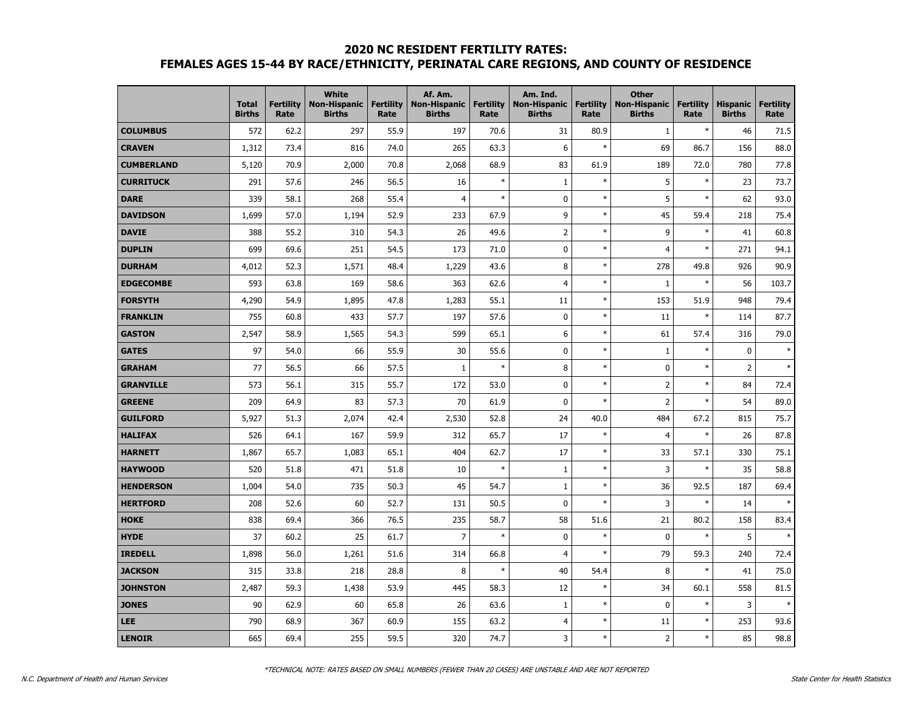## 2020 NC RESIDENT FERTILITY RATES: FEMALES AGES 15-44 BY RACE/ETHNICITY, PERINATAL CARE REGIONS, AND COUNTY OF RESIDENCE

| | Total Births | Fertility Rate | White Non-Hispanic Births | Fertility Rate | Af. Am. Non-Hispanic Births | Fertility Rate | Am. Ind. Non-Hispanic Births | Fertility Rate | Other Non-Hispanic Births | Fertility Rate | Hispanic Births | Fertility Rate |
|---|---|---|---|---|---|---|---|---|---|---|---|---|
| **COLUMBUS** | 572 | 62.2 | 297 | 55.9 | 197 | 70.6 | 31 | 80.9 | 1 | * | 46 | 71.5 |
| **CRAVEN** | 1,312 | 73.4 | 816 | 74.0 | 265 | 63.3 | 6 | * | 69 | 86.7 | 156 | 88.0 |
| **CUMBERLAND** | 5,120 | 70.9 | 2,000 | 70.8 | 2,068 | 68.9 | 83 | 61.9 | 189 | 72.0 | 780 | 77.8 |
| **CURRITUCK** | 291 | 57.6 | 246 | 56.5 | 16 | * | 1 | * | 5 | * | 23 | 73.7 |
| **DARE** | 339 | 58.1 | 268 | 55.4 | 4 | * | 0 | * | 5 | * | 62 | 93.0 |
| **DAVIDSON** | 1,699 | 57.0 | 1,194 | 52.9 | 233 | 67.9 | 9 | * | 45 | 59.4 | 218 | 75.4 |
| **DAVIE** | 388 | 55.2 | 310 | 54.3 | 26 | 49.6 | 2 | * | 9 | * | 41 | 60.8 |
| **DUPLIN** | 699 | 69.6 | 251 | 54.5 | 173 | 71.0 | 0 | * | 4 | * | 271 | 94.1 |
| **DURHAM** | 4,012 | 52.3 | 1,571 | 48.4 | 1,229 | 43.6 | 8 | * | 278 | 49.8 | 926 | 90.9 |
| **EDGECOMBE** | 593 | 63.8 | 169 | 58.6 | 363 | 62.6 | 4 | * | 1 | * | 56 | 103.7 |
| **FORSYTH** | 4,290 | 54.9 | 1,895 | 47.8 | 1,283 | 55.1 | 11 | * | 153 | 51.9 | 948 | 79.4 |
| **FRANKLIN** | 755 | 60.8 | 433 | 57.7 | 197 | 57.6 | 0 | * | 11 | * | 114 | 87.7 |
| **GASTON** | 2,547 | 58.9 | 1,565 | 54.3 | 599 | 65.1 | 6 | * | 61 | 57.4 | 316 | 79.0 |
| **GATES** | 97 | 54.0 | 66 | 55.9 | 30 | 55.6 | 0 | * | 1 | * | 0 | * |
| **GRAHAM** | 77 | 56.5 | 66 | 57.5 | 1 | * | 8 | * | 0 | * | 2 | * |
| **GRANVILLE** | 573 | 56.1 | 315 | 55.7 | 172 | 53.0 | 0 | * | 2 | * | 84 | 72.4 |
| **GREENE** | 209 | 64.9 | 83 | 57.3 | 70 | 61.9 | 0 | * | 2 | * | 54 | 89.0 |
| **GUILFORD** | 5,927 | 51.3 | 2,074 | 42.4 | 2,530 | 52.8 | 24 | 40.0 | 484 | 67.2 | 815 | 75.7 |
| **HALIFAX** | 526 | 64.1 | 167 | 59.9 | 312 | 65.7 | 17 | * | 4 | * | 26 | 87.8 |
| **HARNETT** | 1,867 | 65.7 | 1,083 | 65.1 | 404 | 62.7 | 17 | * | 33 | 57.1 | 330 | 75.1 |
| **HAYWOOD** | 520 | 51.8 | 471 | 51.8 | 10 | * | 1 | * | 3 | * | 35 | 58.8 |
| **HENDERSON** | 1,004 | 54.0 | 735 | 50.3 | 45 | 54.7 | 1 | * | 36 | 92.5 | 187 | 69.4 |
| **HERTFORD** | 208 | 52.6 | 60 | 52.7 | 131 | 50.5 | 0 | * | 3 | * | 14 | * |
| **HOKE** | 838 | 69.4 | 366 | 76.5 | 235 | 58.7 | 58 | 51.6 | 21 | 80.2 | 158 | 83.4 |
| **HYDE** | 37 | 60.2 | 25 | 61.7 | 7 | * | 0 | * | 0 | * | 5 | * |
| **IREDELL** | 1,898 | 56.0 | 1,261 | 51.6 | 314 | 66.8 | 4 | * | 79 | 59.3 | 240 | 72.4 |
| **JACKSON** | 315 | 33.8 | 218 | 28.8 | 8 | * | 40 | 54.4 | 8 | * | 41 | 75.0 |
| **JOHNSTON** | 2,487 | 59.3 | 1,438 | 53.9 | 445 | 58.3 | 12 | * | 34 | 60.1 | 558 | 81.5 |
| **JONES** | 90 | 62.9 | 60 | 65.8 | 26 | 63.6 | 1 | * | 0 | * | 3 | * |
| **LEE** | 790 | 68.9 | 367 | 60.9 | 155 | 63.2 | 4 | * | 11 | * | 253 | 93.6 |
| **LENOIR** | 665 | 69.4 | 255 | 59.5 | 320 | 74.7 | 3 | * | 2 | * | 85 | 98.8 |

*TECHNICAL NOTE: RATES BASED ON SMALL NUMBERS (FEWER THAN 20 CASES) ARE UNSTABLE AND ARE NOT REPORTED

N.C. Department of Health and Human Services — State Center for Health Statistics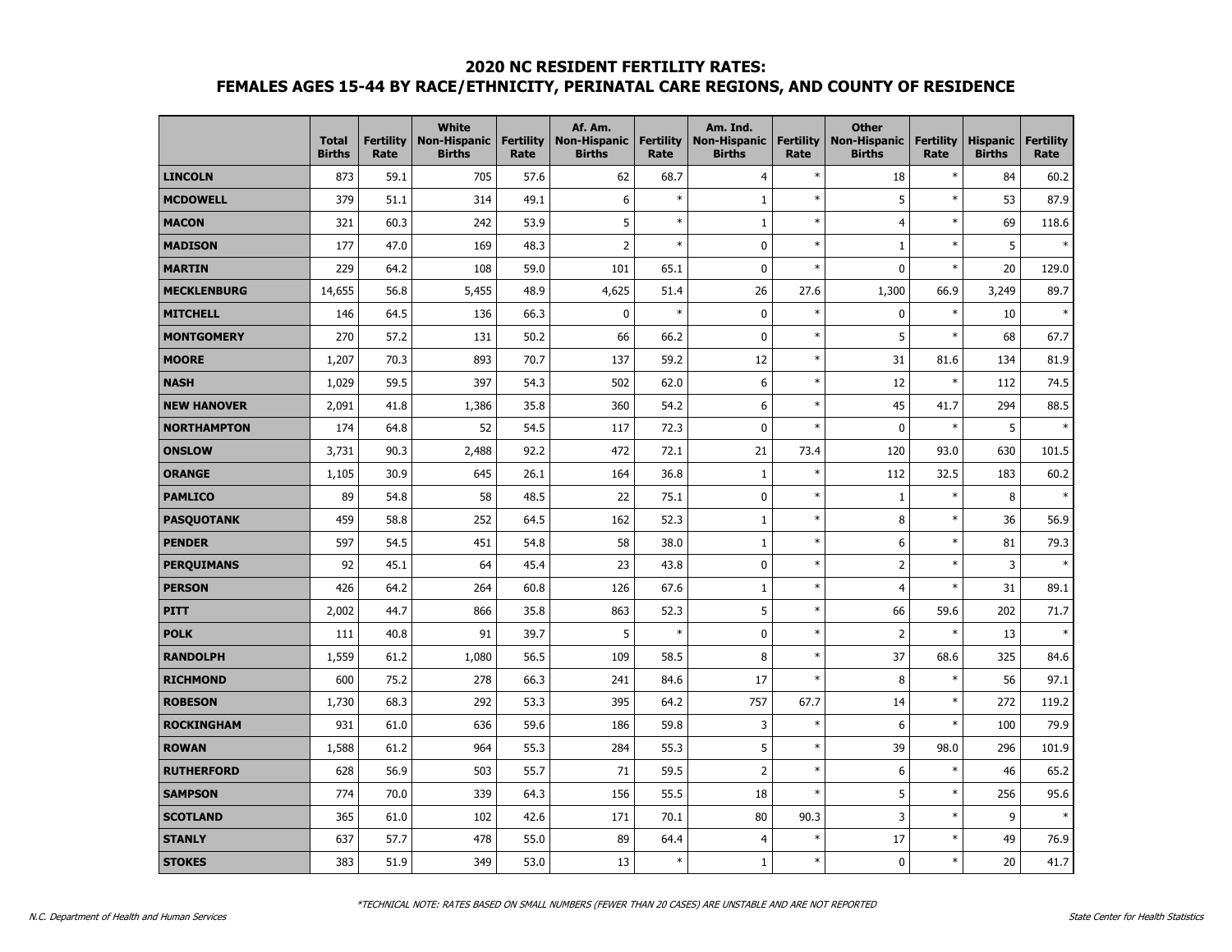## 2020 NC RESIDENT FERTILITY RATES:
## FEMALES AGES 15-44 BY RACE/ETHNICITY, PERINATAL CARE REGIONS, AND COUNTY OF RESIDENCE

| | Total Births | Fertility Rate | White Non-Hispanic Births | Fertility Rate | Af. Am. Non-Hispanic Births | Fertility Rate | Am. Ind. Non-Hispanic Births | Fertility Rate | Other Non-Hispanic Births | Fertility Rate | Hispanic Births | Fertility Rate |
|---|---|---|---|---|---|---|---|---|---|---|---|---|
| **LINCOLN** | 873 | 59.1 | 705 | 57.6 | 62 | 68.7 | 4 | * | 18 | * | 84 | 60.2 |
| **MCDOWELL** | 379 | 51.1 | 314 | 49.1 | 6 | * | 1 | * | 5 | * | 53 | 87.9 |
| **MACON** | 321 | 60.3 | 242 | 53.9 | 5 | * | 1 | * | 4 | * | 69 | 118.6 |
| **MADISON** | 177 | 47.0 | 169 | 48.3 | 2 | * | 0 | * | 1 | * | 5 | * |
| **MARTIN** | 229 | 64.2 | 108 | 59.0 | 101 | 65.1 | 0 | * | 0 | * | 20 | 129.0 |
| **MECKLENBURG** | 14,655 | 56.8 | 5,455 | 48.9 | 4,625 | 51.4 | 26 | 27.6 | 1,300 | 66.9 | 3,249 | 89.7 |
| **MITCHELL** | 146 | 64.5 | 136 | 66.3 | 0 | * | 0 | * | 0 | * | 10 | * |
| **MONTGOMERY** | 270 | 57.2 | 131 | 50.2 | 66 | 66.2 | 0 | * | 5 | * | 68 | 67.7 |
| **MOORE** | 1,207 | 70.3 | 893 | 70.7 | 137 | 59.2 | 12 | * | 31 | 81.6 | 134 | 81.9 |
| **NASH** | 1,029 | 59.5 | 397 | 54.3 | 502 | 62.0 | 6 | * | 12 | * | 112 | 74.5 |
| **NEW HANOVER** | 2,091 | 41.8 | 1,386 | 35.8 | 360 | 54.2 | 6 | * | 45 | 41.7 | 294 | 88.5 |
| **NORTHAMPTON** | 174 | 64.8 | 52 | 54.5 | 117 | 72.3 | 0 | * | 0 | * | 5 | * |
| **ONSLOW** | 3,731 | 90.3 | 2,488 | 92.2 | 472 | 72.1 | 21 | 73.4 | 120 | 93.0 | 630 | 101.5 |
| **ORANGE** | 1,105 | 30.9 | 645 | 26.1 | 164 | 36.8 | 1 | * | 112 | 32.5 | 183 | 60.2 |
| **PAMLICO** | 89 | 54.8 | 58 | 48.5 | 22 | 75.1 | 0 | * | 1 | * | 8 | * |
| **PASQUOTANK** | 459 | 58.8 | 252 | 64.5 | 162 | 52.3 | 1 | * | 8 | * | 36 | 56.9 |
| **PENDER** | 597 | 54.5 | 451 | 54.8 | 58 | 38.0 | 1 | * | 6 | * | 81 | 79.3 |
| **PERQUIMANS** | 92 | 45.1 | 64 | 45.4 | 23 | 43.8 | 0 | * | 2 | * | 3 | * |
| **PERSON** | 426 | 64.2 | 264 | 60.8 | 126 | 67.6 | 1 | * | 4 | * | 31 | 89.1 |
| **PITT** | 2,002 | 44.7 | 866 | 35.8 | 863 | 52.3 | 5 | * | 66 | 59.6 | 202 | 71.7 |
| **POLK** | 111 | 40.8 | 91 | 39.7 | 5 | * | 0 | * | 2 | * | 13 | * |
| **RANDOLPH** | 1,559 | 61.2 | 1,080 | 56.5 | 109 | 58.5 | 8 | * | 37 | 68.6 | 325 | 84.6 |
| **RICHMOND** | 600 | 75.2 | 278 | 66.3 | 241 | 84.6 | 17 | * | 8 | * | 56 | 97.1 |
| **ROBESON** | 1,730 | 68.3 | 292 | 53.3 | 395 | 64.2 | 757 | 67.7 | 14 | * | 272 | 119.2 |
| **ROCKINGHAM** | 931 | 61.0 | 636 | 59.6 | 186 | 59.8 | 3 | * | 6 | * | 100 | 79.9 |
| **ROWAN** | 1,588 | 61.2 | 964 | 55.3 | 284 | 55.3 | 5 | * | 39 | 98.0 | 296 | 101.9 |
| **RUTHERFORD** | 628 | 56.9 | 503 | 55.7 | 71 | 59.5 | 2 | * | 6 | * | 46 | 65.2 |
| **SAMPSON** | 774 | 70.0 | 339 | 64.3 | 156 | 55.5 | 18 | * | 5 | * | 256 | 95.6 |
| **SCOTLAND** | 365 | 61.0 | 102 | 42.6 | 171 | 70.1 | 80 | 90.3 | 3 | * | 9 | * |
| **STANLY** | 637 | 57.7 | 478 | 55.0 | 89 | 64.4 | 4 | * | 17 | * | 49 | 76.9 |
| **STOKES** | 383 | 51.9 | 349 | 53.0 | 13 | * | 1 | * | 0 | * | 20 | 41.7 |

*TECHNICAL NOTE: RATES BASED ON SMALL NUMBERS (FEWER THAN 20 CASES) ARE UNSTABLE AND ARE NOT REPORTED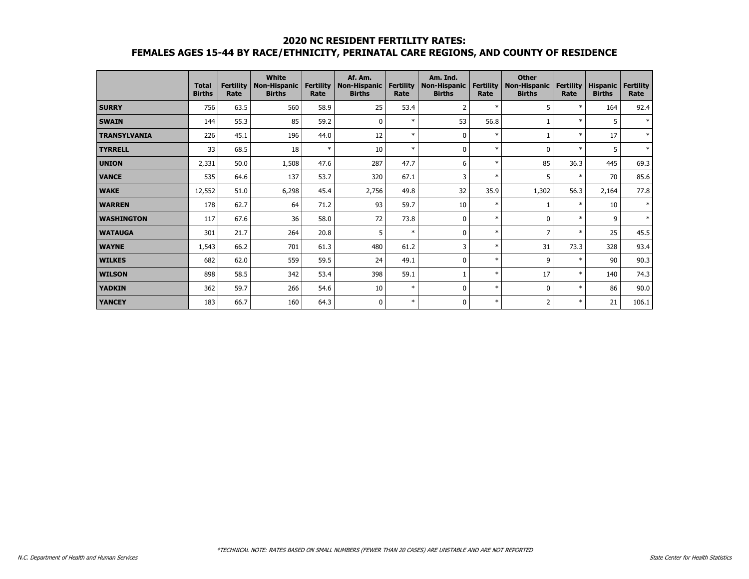## 2020 NC RESIDENT FERTILITY RATES:
## FEMALES AGES 15-44 BY RACE/ETHNICITY, PERINATAL CARE REGIONS, AND COUNTY OF RESIDENCE

| | Total Births | Fertility Rate | White Non-Hispanic Births | Fertility Rate | Af. Am. Non-Hispanic Births | Fertility Rate | Am. Ind. Non-Hispanic Births | Fertility Rate | Other Non-Hispanic Births | Fertility Rate | Hispanic Births | Fertility Rate |
|---|---|---|---|---|---|---|---|---|---|---|---|---|
| **SURRY** | 756 | 63.5 | 560 | 58.9 | 25 | 53.4 | 2 | * | 5 | * | 164 | 92.4 |
| **SWAIN** | 144 | 55.3 | 85 | 59.2 | 0 | * | 53 | 56.8 | 1 | * | 5 | * |
| **TRANSYLVANIA** | 226 | 45.1 | 196 | 44.0 | 12 | * | 0 | * | 1 | * | 17 | * |
| **TYRRELL** | 33 | 68.5 | 18 | * | 10 | * | 0 | * | 0 | * | 5 | * |
| **UNION** | 2,331 | 50.0 | 1,508 | 47.6 | 287 | 47.7 | 6 | * | 85 | 36.3 | 445 | 69.3 |
| **VANCE** | 535 | 64.6 | 137 | 53.7 | 320 | 67.1 | 3 | * | 5 | * | 70 | 85.6 |
| **WAKE** | 12,552 | 51.0 | 6,298 | 45.4 | 2,756 | 49.8 | 32 | 35.9 | 1,302 | 56.3 | 2,164 | 77.8 |
| **WARREN** | 178 | 62.7 | 64 | 71.2 | 93 | 59.7 | 10 | * | 1 | * | 10 | * |
| **WASHINGTON** | 117 | 67.6 | 36 | 58.0 | 72 | 73.8 | 0 | * | 0 | * | 9 | * |
| **WATAUGA** | 301 | 21.7 | 264 | 20.8 | 5 | * | 0 | * | 7 | * | 25 | 45.5 |
| **WAYNE** | 1,543 | 66.2 | 701 | 61.3 | 480 | 61.2 | 3 | * | 31 | 73.3 | 328 | 93.4 |
| **WILKES** | 682 | 62.0 | 559 | 59.5 | 24 | 49.1 | 0 | * | 9 | * | 90 | 90.3 |
| **WILSON** | 898 | 58.5 | 342 | 53.4 | 398 | 59.1 | 1 | * | 17 | * | 140 | 74.3 |
| **YADKIN** | 362 | 59.7 | 266 | 54.6 | 10 | * | 0 | * | 0 | * | 86 | 90.0 |
| **YANCEY** | 183 | 66.7 | 160 | 64.3 | 0 | * | 0 | * | 2 | * | 21 | 106.1 |

*TECHNICAL NOTE: RATES BASED ON SMALL NUMBERS (FEWER THAN 20 CASES) ARE UNSTABLE AND ARE NOT REPORTED